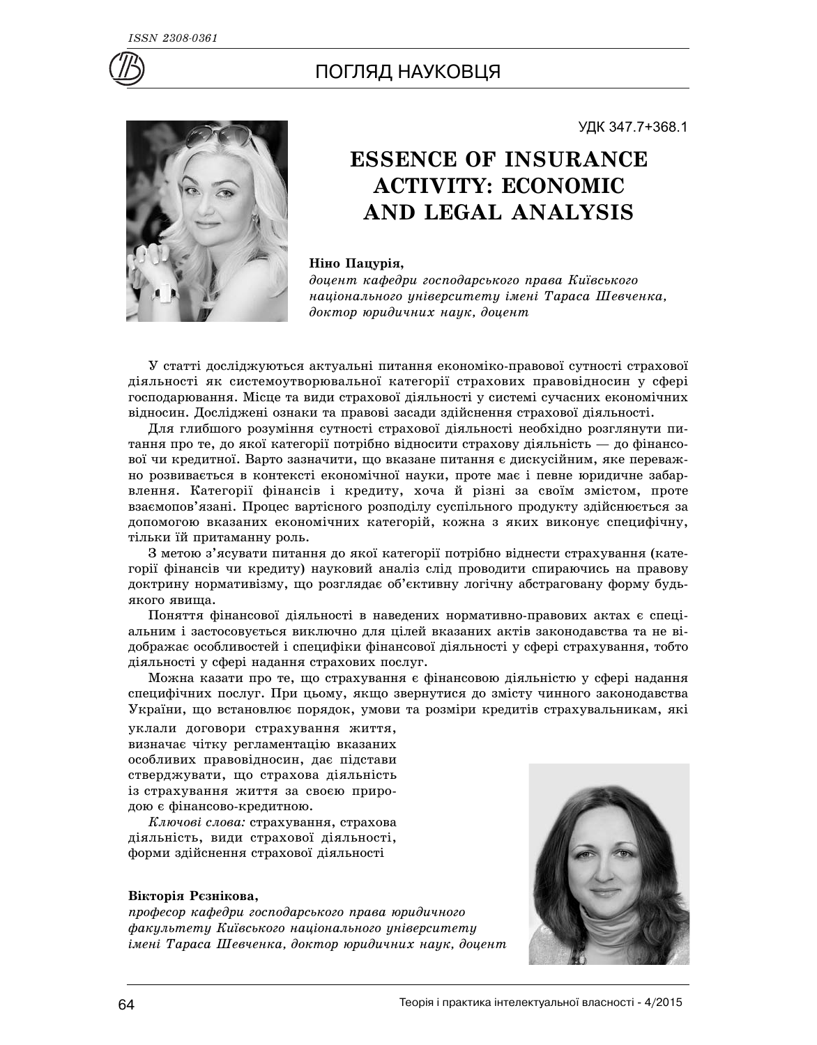УДК 347.7+368.1

# ESSENCE OF INSURANCE ACTIVITY: ECONOMIC AND LEGAL ANALYSIS

**Ніно Пацурія,**
*доцент кафедри господарського права Київського національного університету імені Тараса Шевченка, доктор юридичних наук, доцент*

У статті досліджуються актуальні питання економіко-правової сутності страхової діяльності як системоутворювальної категорії страхових правовідносин у сфері господарювання. Місце та види страхової діяльності у системі сучасних економічних відносин. Досліджені ознаки та правові засади здійснення страхової діяльності.

Для глибшого розуміння сутності страхової діяльності необхідно розглянути питання про те, до якої категорії потрібно відносити страхову діяльність — до фінансової чи кредитної. Варто зазначити, що вказане питання є дискусійним, яке переважно розвивається в контексті економічної науки, проте має і певне юридичне забарвлення. Категорії фінансів і кредиту, хоча й різні за своїм змістом, проте взаємопов'язані. Процес вартісного розподілу суспільного продукту здійснюється за допомогою вказаних економічних категорій, кожна з яких виконує специфічну, тільки їй притаманну роль.

З метою з'ясувати питання до якої категорії потрібно віднести страхування (категорії фінансів чи кредиту) науковий аналіз слід проводити спираючись на правову доктрину нормативізму, що розглядає об'єктивну логічну абстраговану форму будь-якого явища.

Поняття фінансової діяльності в наведених нормативно-правових актах є спеціальним і застосовується виключно для цілей вказаних актів законодавства та не відображає особливостей і специфіки фінансової діяльності у сфері страхування, тобто діяльності у сфері надання страхових послуг.

Можна казати про те, що страхування є фінансовою діяльністю у сфері надання специфічних послуг. При цьому, якщо звернутися до змісту чинного законодавства України, що встановлює порядок, умови та розміри кредитів страхувальникам, які уклали договори страхування життя, визначає чітку регламентацію вказаних особливих правовідносин, дає підстави стверджувати, що страхова діяльність із страхування життя за своєю природою є фінансово-кредитною.

*Ключові слова:* страхування, страхова діяльність, види страхової діяльності, форми здійснення страхової діяльності

**Вікторія Рєзнікова,**
*професор кафедри господарського права юридичного факультету Київського національного університету імені Тараса Шевченка, доктор юридичних наук, доцент*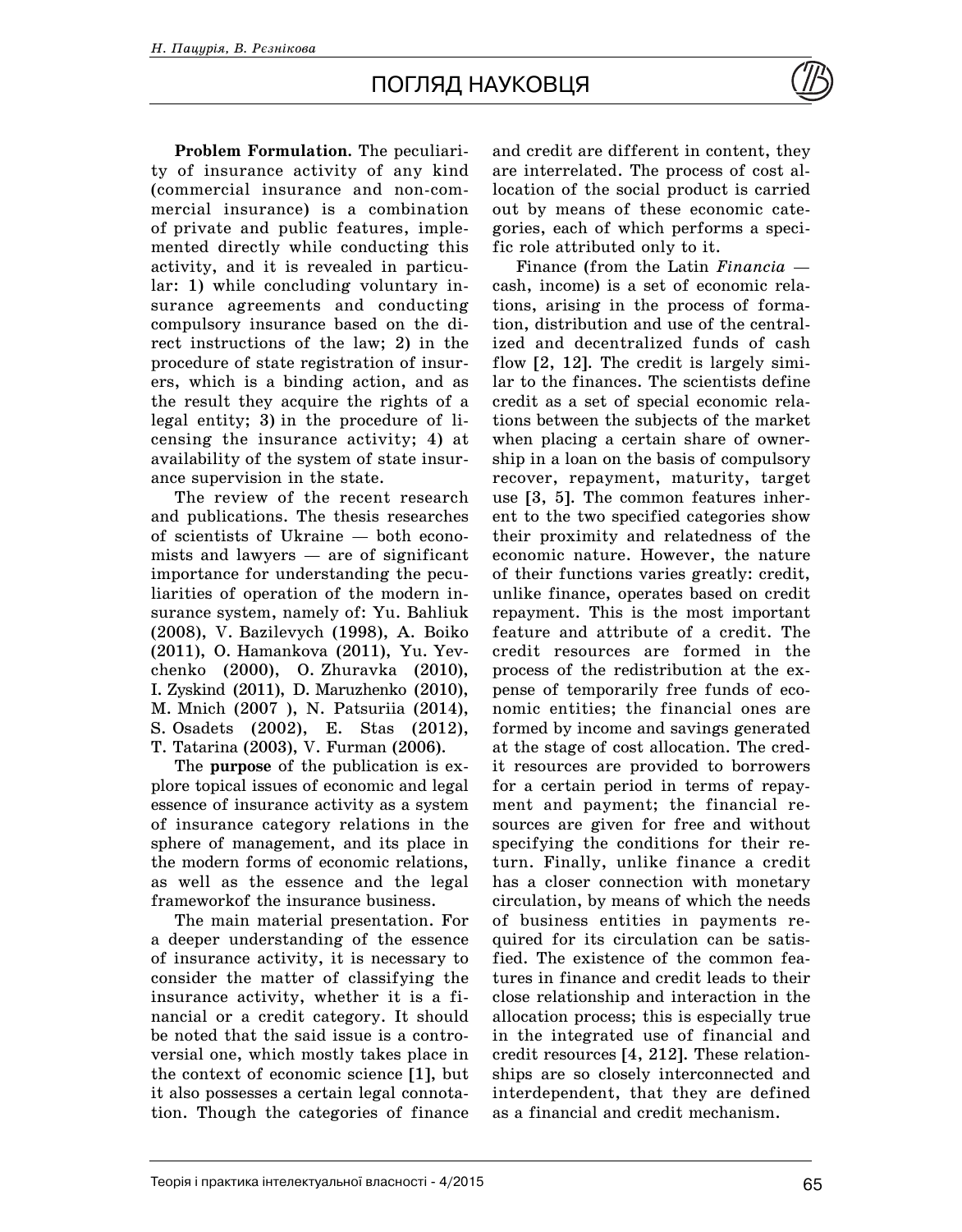**Problem Formulation.** The peculiarity of insurance activity of any kind (commercial insurance and non-commercial insurance) is a combination of private and public features, implemented directly while conducting this activity, and it is revealed in particular: 1) while concluding voluntary insurance agreements and conducting compulsory insurance based on the direct instructions of the law; 2) in the procedure of state registration of insurers, which is a binding action, and as the result they acquire the rights of a legal entity; 3) in the procedure of licensing the insurance activity; 4) at availability of the system of state insurance supervision in the state.

The review of the recent research and publications. The thesis researches of scientists of Ukraine — both economists and lawyers — are of significant importance for understanding the peculiarities of operation of the modern insurance system, namely of: Yu. Bahliuk (2008), V. Bazilevych (1998), A. Boiko (2011), O. Hamankova (2011), Yu. Yevchenko (2000), O. Zhuravka (2010), I. Zyskind (2011), D. Maruzhenko (2010), M. Mnich (2007 ), N. Patsuriia (2014), S. Osadets (2002), E. Stas (2012), T. Tatarina (2003), V. Furman (2006).

The **purpose** of the publication is explore topical issues of economic and legal essence of insurance activity as a system of insurance category relations in the sphere of management, and its place in the modern forms of economic relations, as well as the essence and the legal frameworkof the insurance business.

The main material presentation. For a deeper understanding of the essence of insurance activity, it is necessary to consider the matter of classifying the insurance activity, whether it is a financial or a credit category. It should be noted that the said issue is a controversial one, which mostly takes place in the context of economic science [1], but it also possesses a certain legal connotation. Though the categories of finance and credit are different in content, they are interrelated. The process of cost allocation of the social product is carried out by means of these economic categories, each of which performs a specific role attributed only to it.

Finance (from the Latin *Financia* — cash, income) is a set of economic relations, arising in the process of formation, distribution and use of the centralized and decentralized funds of cash flow [2, 12]. The credit is largely similar to the finances. The scientists define credit as a set of special economic relations between the subjects of the market when placing a certain share of ownership in a loan on the basis of compulsory recover, repayment, maturity, target use [3, 5]. The common features inherent to the two specified categories show their proximity and relatedness of the economic nature. However, the nature of their functions varies greatly: credit, unlike finance, operates based on credit repayment. This is the most important feature and attribute of a credit. The credit resources are formed in the process of the redistribution at the expense of temporarily free funds of economic entities; the financial ones are formed by income and savings generated at the stage of cost allocation. The credit resources are provided to borrowers for a certain period in terms of repayment and payment; the financial resources are given for free and without specifying the conditions for their return. Finally, unlike finance a credit has a closer connection with monetary circulation, by means of which the needs of business entities in payments required for its circulation can be satisfied. The existence of the common features in finance and credit leads to their close relationship and interaction in the allocation process; this is especially true in the integrated use of financial and credit resources [4, 212]. These relationships are so closely interconnected and interdependent, that they are defined as a financial and credit mechanism.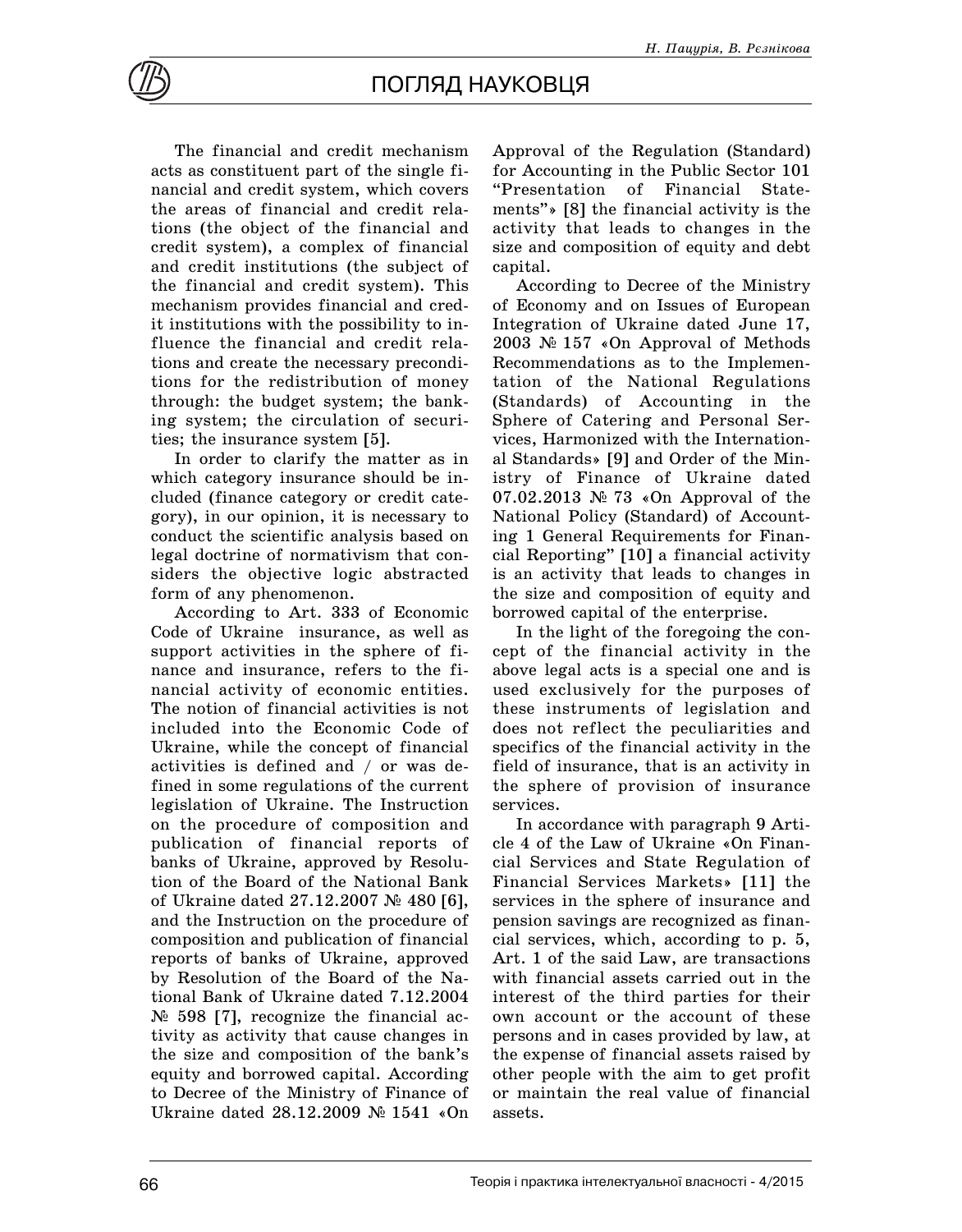The financial and credit mechanism acts as constituent part of the single financial and credit system, which covers the areas of financial and credit relations (the object of the financial and credit system), a complex of financial and credit institutions (the subject of the financial and credit system). This mechanism provides financial and credit institutions with the possibility to influence the financial and credit relations and create the necessary preconditions for the redistribution of money through: the budget system; the banking system; the circulation of securities; the insurance system [5].

In order to clarify the matter as in which category insurance should be included (finance category or credit category), in our opinion, it is necessary to conduct the scientific analysis based on legal doctrine of normativism that considers the objective logic abstracted form of any phenomenon.

According to Art. 333 of Economic Code of Ukraine insurance, as well as support activities in the sphere of finance and insurance, refers to the financial activity of economic entities. The notion of financial activities is not included into the Economic Code of Ukraine, while the concept of financial activities is defined and / or was defined in some regulations of the current legislation of Ukraine. The Instruction on the procedure of composition and publication of financial reports of banks of Ukraine, approved by Resolution of the Board of the National Bank of Ukraine dated 27.12.2007 № 480 [6], and the Instruction on the procedure of composition and publication of financial reports of banks of Ukraine, approved by Resolution of the Board of the National Bank of Ukraine dated 7.12.2004 № 598 [7], recognize the financial activity as activity that cause changes in the size and composition of the bank's equity and borrowed capital. According to Decree of the Ministry of Finance of Ukraine dated 28.12.2009 № 1541 «On Approval of the Regulation (Standard) for Accounting in the Public Sector 101 "Presentation of Financial Statements"» [8] the financial activity is the activity that leads to changes in the size and composition of equity and debt capital.

According to Decree of the Ministry of Economy and on Issues of European Integration of Ukraine dated June 17, 2003 № 157 «On Approval of Methods Recommendations as to the Implementation of the National Regulations (Standards) of Accounting in the Sphere of Catering and Personal Services, Harmonized with the International Standards» [9] and Order of the Ministry of Finance of Ukraine dated 07.02.2013 № 73 «On Approval of the National Policy (Standard) of Accounting 1 General Requirements for Financial Reporting" [10] a financial activity is an activity that leads to changes in the size and composition of equity and borrowed capital of the enterprise.

In the light of the foregoing the concept of the financial activity in the above legal acts is a special one and is used exclusively for the purposes of these instruments of legislation and does not reflect the peculiarities and specifics of the financial activity in the field of insurance, that is an activity in the sphere of provision of insurance services.

In accordance with paragraph 9 Article 4 of the Law of Ukraine «On Financial Services and State Regulation of Financial Services Markets» [11] the services in the sphere of insurance and pension savings are recognized as financial services, which, according to p. 5, Art. 1 of the said Law, are transactions with financial assets carried out in the interest of the third parties for their own account or the account of these persons and in cases provided by law, at the expense of financial assets raised by other people with the aim to get profit or maintain the real value of financial assets.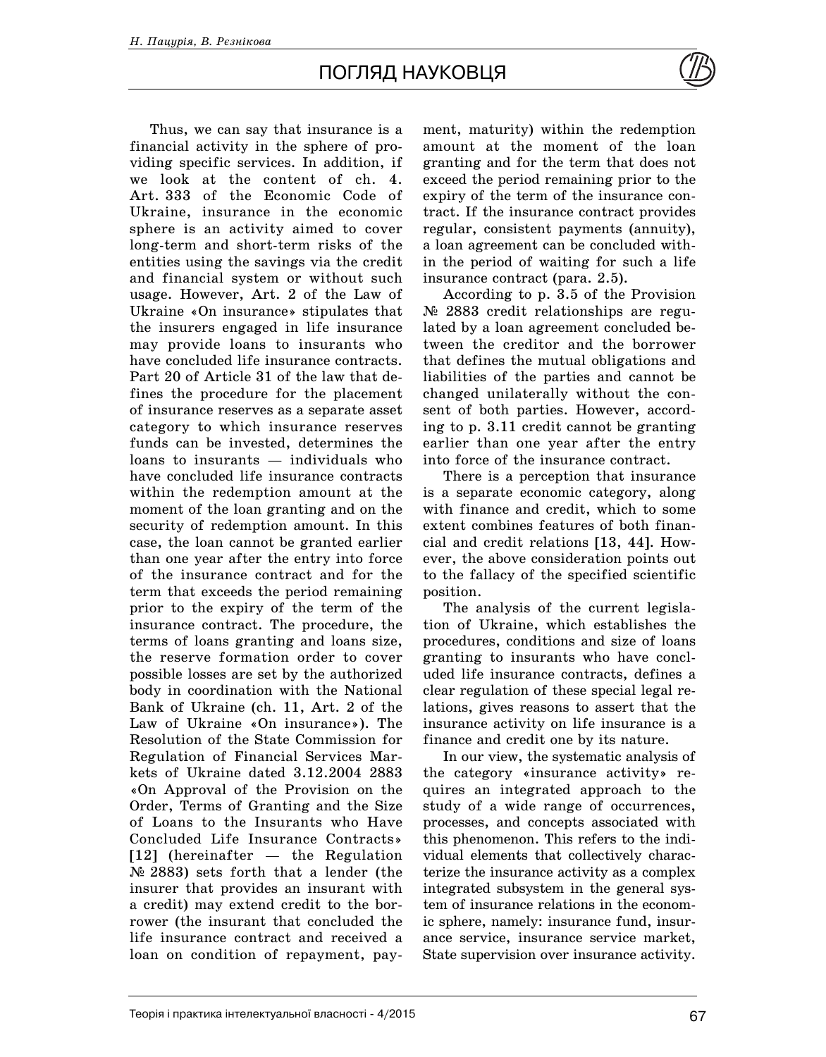Thus, we can say that insurance is a financial activity in the sphere of providing specific services. In addition, if we look at the content of ch. 4. Art. 333 of the Economic Code of Ukraine, insurance in the economic sphere is an activity aimed to cover long-term and short-term risks of the entities using the savings via the credit and financial system or without such usage. However, Art. 2 of the Law of Ukraine «On insurance» stipulates that the insurers engaged in life insurance may provide loans to insurants who have concluded life insurance contracts. Part 20 of Article 31 of the law that defines the procedure for the placement of insurance reserves as a separate asset category to which insurance reserves funds can be invested, determines the loans to insurants — individuals who have concluded life insurance contracts within the redemption amount at the moment of the loan granting and on the security of redemption amount. In this case, the loan cannot be granted earlier than one year after the entry into force of the insurance contract and for the term that exceeds the period remaining prior to the expiry of the term of the insurance contract. The procedure, the terms of loans granting and loans size, the reserve formation order to cover possible losses are set by the authorized body in coordination with the National Bank of Ukraine (ch. 11, Art. 2 of the Law of Ukraine «On insurance»). The Resolution of the State Commission for Regulation of Financial Services Markets of Ukraine dated 3.12.2004 2883 «On Approval of the Provision on the Order, Terms of Granting and the Size of Loans to the Insurants who Have Concluded Life Insurance Contracts» [12] (hereinafter — the Regulation № 2883) sets forth that a lender (the insurer that provides an insurant with a credit) may extend credit to the borrower (the insurant that concluded the life insurance contract and received a loan on condition of repayment, payment, maturity) within the redemption amount at the moment of the loan granting and for the term that does not exceed the period remaining prior to the expiry of the term of the insurance contract. If the insurance contract provides regular, consistent payments (annuity), a loan agreement can be concluded within the period of waiting for such a life insurance contract (para. 2.5).

According to p. 3.5 of the Provision № 2883 credit relationships are regulated by a loan agreement concluded between the creditor and the borrower that defines the mutual obligations and liabilities of the parties and cannot be changed unilaterally without the consent of both parties. However, according to p. 3.11 credit cannot be granting earlier than one year after the entry into force of the insurance contract.

There is a perception that insurance is a separate economic category, along with finance and credit, which to some extent combines features of both financial and credit relations [13, 44]. However, the above consideration points out to the fallacy of the specified scientific position.

The analysis of the current legislation of Ukraine, which establishes the procedures, conditions and size of loans granting to insurants who have concluded life insurance contracts, defines a clear regulation of these special legal relations, gives reasons to assert that the insurance activity on life insurance is a finance and credit one by its nature.

In our view, the systematic analysis of the category «insurance activity» requires an integrated approach to the study of a wide range of occurrences, processes, and concepts associated with this phenomenon. This refers to the individual elements that collectively characterize the insurance activity as a complex integrated subsystem in the general system of insurance relations in the economic sphere, namely: insurance fund, insurance service, insurance service market, State supervision over insurance activity.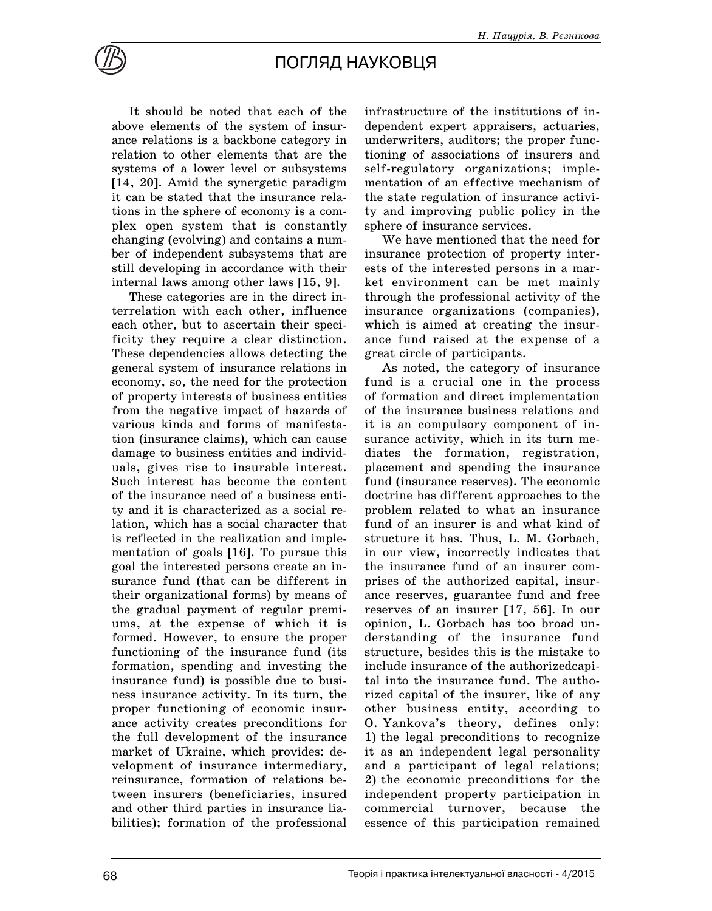It should be noted that each of the above elements of the system of insurance relations is a backbone category in relation to other elements that are the systems of a lower level or subsystems [14, 20]. Amid the synergetic paradigm it can be stated that the insurance relations in the sphere of economy is a complex open system that is constantly changing (evolving) and contains a number of independent subsystems that are still developing in accordance with their internal laws among other laws [15, 9].

These categories are in the direct interrelation with each other, influence each other, but to ascertain their specificity they require a clear distinction. These dependencies allows detecting the general system of insurance relations in economy, so, the need for the protection of property interests of business entities from the negative impact of hazards of various kinds and forms of manifestation (insurance claims), which can cause damage to business entities and individuals, gives rise to insurable interest. Such interest has become the content of the insurance need of a business entity and it is characterized as a social relation, which has a social character that is reflected in the realization and implementation of goals [16]. To pursue this goal the interested persons create an insurance fund (that can be different in their organizational forms) by means of the gradual payment of regular premiums, at the expense of which it is formed. However, to ensure the proper functioning of the insurance fund (its formation, spending and investing the insurance fund) is possible due to business insurance activity. In its turn, the proper functioning of economic insurance activity creates preconditions for the full development of the insurance market of Ukraine, which provides: development of insurance intermediary, reinsurance, formation of relations between insurers (beneficiaries, insured and other third parties in insurance liabilities); formation of the professional infrastructure of the institutions of independent expert appraisers, actuaries, underwriters, auditors; the proper functioning of associations of insurers and self-regulatory organizations; implementation of an effective mechanism of the state regulation of insurance activity and improving public policy in the sphere of insurance services.

We have mentioned that the need for insurance protection of property interests of the interested persons in a market environment can be met mainly through the professional activity of the insurance organizations (companies), which is aimed at creating the insurance fund raised at the expense of a great circle of participants.

As noted, the category of insurance fund is a crucial one in the process of formation and direct implementation of the insurance business relations and it is an compulsory component of insurance activity, which in its turn mediates the formation, registration, placement and spending the insurance fund (insurance reserves). The economic doctrine has different approaches to the problem related to what an insurance fund of an insurer is and what kind of structure it has. Thus, L. M. Gorbach, in our view, incorrectly indicates that the insurance fund of an insurer comprises of the authorized capital, insurance reserves, guarantee fund and free reserves of an insurer [17, 56]. In our opinion, L. Gorbach has too broad understanding of the insurance fund structure, besides this is the mistake to include insurance of the authorizedcapital into the insurance fund. The authorized capital of the insurer, like of any other business entity, according to O. Yankova's theory, defines only: 1) the legal preconditions to recognize it as an independent legal personality and a participant of legal relations; 2) the economic preconditions for the independent property participation in commercial turnover, because the essence of this participation remained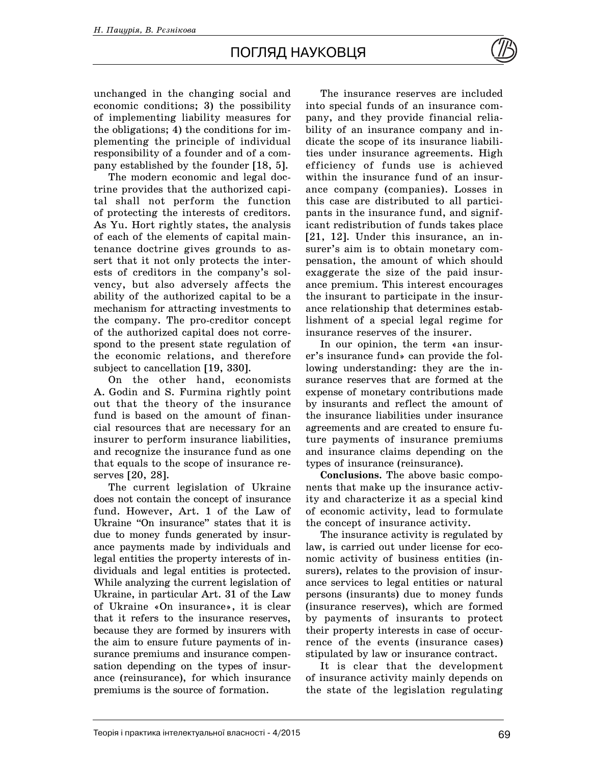unchanged in the changing social and economic conditions; 3) the possibility of implementing liability measures for the obligations; 4) the conditions for implementing the principle of individual responsibility of a founder and of a company established by the founder [18, 5].

The modern economic and legal doctrine provides that the authorized capital shall not perform the function of protecting the interests of creditors. As Yu. Hort rightly states, the analysis of each of the elements of capital maintenance doctrine gives grounds to assert that it not only protects the interests of creditors in the company's solvency, but also adversely affects the ability of the authorized capital to be a mechanism for attracting investments to the company. The pro-creditor concept of the authorized capital does not correspond to the present state regulation of the economic relations, and therefore subject to cancellation [19, 330].

On the other hand, economists A. Godin and S. Furmina rightly point out that the theory of the insurance fund is based on the amount of financial resources that are necessary for an insurer to perform insurance liabilities, and recognize the insurance fund as one that equals to the scope of insurance reserves [20, 28].

The current legislation of Ukraine does not contain the concept of insurance fund. However, Art. 1 of the Law of Ukraine "On insurance" states that it is due to money funds generated by insurance payments made by individuals and legal entities the property interests of individuals and legal entities is protected. While analyzing the current legislation of Ukraine, in particular Art. 31 of the Law of Ukraine «On insurance», it is clear that it refers to the insurance reserves, because they are formed by insurers with the aim to ensure future payments of insurance premiums and insurance compensation depending on the types of insurance (reinsurance), for which insurance premiums is the source of formation.

The insurance reserves are included into special funds of an insurance company, and they provide financial reliability of an insurance company and indicate the scope of its insurance liabilities under insurance agreements. High efficiency of funds use is achieved within the insurance fund of an insurance company (companies). Losses in this case are distributed to all participants in the insurance fund, and significant redistribution of funds takes place [21, 12]. Under this insurance, an insurer's aim is to obtain monetary compensation, the amount of which should exaggerate the size of the paid insurance premium. This interest encourages the insurant to participate in the insurance relationship that determines establishment of a special legal regime for insurance reserves of the insurer.

In our opinion, the term «an insurer's insurance fund» can provide the following understanding: they are the insurance reserves that are formed at the expense of monetary contributions made by insurants and reflect the amount of the insurance liabilities under insurance agreements and are created to ensure future payments of insurance premiums and insurance claims depending on the types of insurance (reinsurance).

**Conclusions.** The above basic components that make up the insurance activity and characterize it as a special kind of economic activity, lead to formulate the concept of insurance activity.

The insurance activity is regulated by law, is carried out under license for economic activity of business entities (insurers), relates to the provision of insurance services to legal entities or natural persons (insurants) due to money funds (insurance reserves), which are formed by payments of insurants to protect their property interests in case of occurrence of the events (insurance cases) stipulated by law or insurance contract.

It is clear that the development of insurance activity mainly depends on the state of the legislation regulating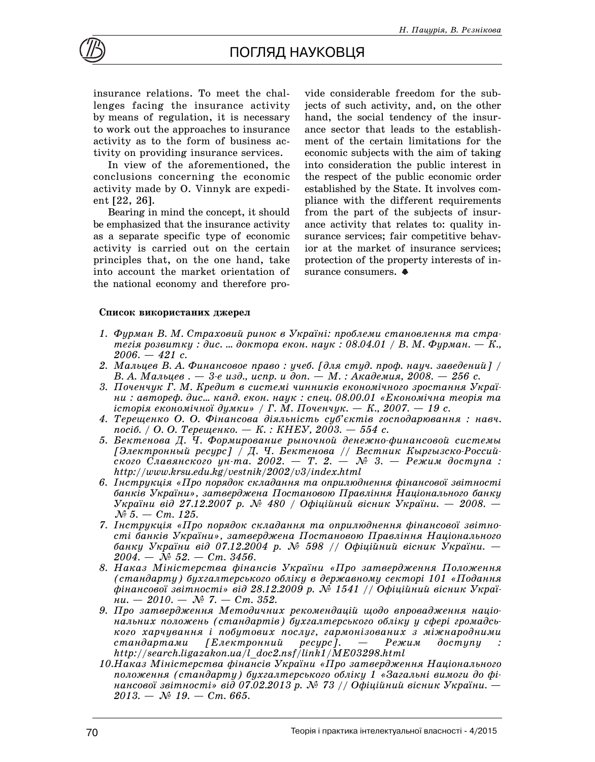insurance relations. To meet the challenges facing the insurance activity by means of regulation, it is necessary to work out the approaches to insurance activity as to the form of business activity on providing insurance services.

In view of the aforementioned, the conclusions concerning the economic activity made by O. Vinnyk are expedient [22, 26].

Bearing in mind the concept, it should be emphasized that the insurance activity as a separate specific type of economic activity is carried out on the certain principles that, on the one hand, take into account the market orientation of the national economy and therefore provide considerable freedom for the subjects of such activity, and, on the other hand, the social tendency of the insurance sector that leads to the establishment of the certain limitations for the economic subjects with the aim of taking into consideration the public interest in the respect of the public economic order established by the State. It involves compliance with the different requirements from the part of the subjects of insurance activity that relates to: quality insurance services; fair competitive behavior at the market of insurance services; protection of the property interests of insurance consumers. ♠

**Список використаних джерел**

1. *Фурман В. М. Страховий ринок в Україні: проблеми становлення та стратегія розвитку : дис. … доктора екон. наук : 08.04.01 / В. М. Фурман. — К., 2006. — 421 с.*
2. *Мальцев В. А. Финансовое право : учеб. [для студ. проф. науч. заведений] / В. А. Мальцев . — 3-е изд., испр. и доп. — М. : Академия, 2008. — 256 с.*
3. *Поченчук Г. М. Кредит в системі чинників економічного зростання України : автореф. дис… канд. екон. наук : спец. 08.00.01 «Економічна теорія та історія економічної думки» / Г. М. Поченчук. — К., 2007. — 19 с.*
4. *Терещенко О. О. Фінансова діяльність суб'єктів господарювання : навч. посіб. / О. О. Терещенко. — К. : КНЕУ, 2003. — 554 с.*
5. *Бектенова Д. Ч. Формирование рыночной денежно-финансовой системы [Электронный ресурс] / Д. Ч. Бектенова // Вестник Кыргызско-Российского Славянского ун-та. 2002. — Т. 2. — № 3. — Режим доступа : http://www.krsu.edu.kg/vestnik/2002/v3/index.html*
6. *Інструкція «Про порядок складання та оприлюднення фінансової звітності банків України», затверджена Постановою Правління Національного банку України від 27.12.2007 р. № 480 / Офіційний вісник України. — 2008. — № 5. — Ст. 125.*
7. *Інструкція «Про порядок складання та оприлюднення фінансової звітності банків України», затверджена Постановою Правління Національного банку України від 07.12.2004 р. № 598 // Офіційний вісник України. — 2004. — № 52. — Ст. 3456.*
8. *Наказ Міністерства фінансів України «Про затвердження Положення (стандарту) бухгалтерського обліку в державному секторі 101 «Подання фінансової звітності» від 28.12.2009 р. № 1541 // Офіційний вісник України. — 2010. — № 7. — Ст. 352.*
9. *Про затвердження Методичних рекомендацій щодо впровадження національних положень (стандартів) бухгалтерського обліку у сфері громадського харчування і побутових послуг, гармонізованих з міжнародними стандартами [Електронний ресурс]. — Режим доступу : http://search.ligazakon.ua/l_doc2.nsf/link1/ME03298.html*
10. *Наказ Міністерства фінансів України «Про затвердження Національного положення (стандарту) бухгалтерського обліку 1 «Загальні вимоги до фінансової звітності» від 07.02.2013 р. № 73 // Офіційний вісник України. — 2013. — № 19. — Ст. 665.*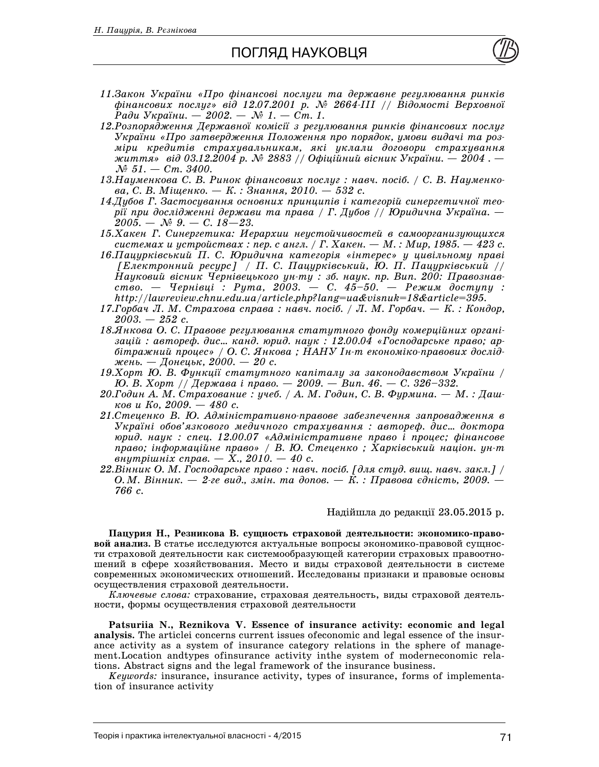11. Закон України «Про фінансові послуги та державне регулювання ринків фінансових послуг» від 12.07.2001 р. № 2664-III // Відомості Верховної Ради України. — 2002. — № 1. — Ст. 1.
12. Розпорядження Державної комісії з регулювання ринків фінансових послуг України «Про затвердження Положення про порядок, умови видачі та розміри кредитів страхувальникам, які уклали договори страхування життя» від 03.12.2004 р. № 2883 // Офіційний вісник України. — 2004 . — № 51. — Ст. 3400.
13. Науменкова С. В. Ринок фінансових послуг : навч. посіб. / С. В. Науменкова, С. В. Міщенко. — К. : Знання, 2010. — 532 с.
14. Дубов Г. Застосування основних принципів і категорій синергетичної теорії при дослідженні держави та права / Г. Дубов // Юридична Україна. — 2005. — № 9. — С. 18—23.
15. Хакен Г. Синергетика: Иерархии неустойчивостей в самоорганизующихся системах и устройствах : пер. с англ. / Г. Хакен. — М. : Мир, 1985. — 423 с.
16. Пацурківський П. С. Юридична категорія «інтерес» у цивільному праві [Електронний ресурс] / П. С. Пацурківський, Ю. П. Пацурківський // Науковий вісник Чернівецького ун-ту : зб. наук. пр. Вип. 200: Правознавство. — Чернівці : Рута, 2003. — С. 45–50. — Режим доступу : http://lawreview.chnu.edu.ua/article.php?lang=ua&visnuk=18&article=395.
17. Горбач Л. М. Страхова справа : навч. посіб. / Л. М. Горбач. — К. : Кондор, 2003. — 252 с.
18. Янкова О. С. Правове регулювання статутного фонду комерційних організацій : автореф. дис... канд. юрид. наук : 12.00.04 «Господарське право; арбітражний процес» / О. С. Янкова ; НАНУ Ін-т економіко-правових досліджень. — Донецьк, 2000. — 20 с.
19. Хорт Ю. В. Функції статутного капіталу за законодавством України / Ю. В. Хорт // Держава і право. — 2009. — Вип. 46. — С. 326–332.
20. Годин А. М. Страхование : учеб. / А. М. Годин, С. В. Фурмина. — М. : Дашков и Ко, 2009. — 480 с.
21. Стеценко В. Ю. Адміністративно-правове забезпечення запровадження в Україні обов'язкового медичного страхування : автореф. дис... доктора юрид. наук : спец. 12.00.07 «Адміністративне право і процес; фінансове право; інформаційне право» / В. Ю. Стеценко ; Харківський націон. ун-т внутрішніх справ. — Х., 2010. — 40 с.
22. Вінник О. М. Господарське право : навч. посіб. [для студ. вищ. навч. закл.] / О. М. Вінник. — 2-ге вид., змін. та допов. — К. : Правова єдність, 2009. — 766 с.

Надійшла до редакції 23.05.2015 р.

**Пацурия Н., Резникова В. сущность страховой деятельности: экономико-правовой анализ.** В статье исследуются актуальные вопросы экономико-правовой сущности страховой деятельности как системообразующей категории страховых правоотношений в сфере хозяйствования. Место и виды страховой деятельности в системе современных экономических отношений. Исследованы признаки и правовые основы осуществления страховой деятельности.

*Ключевые слова:* страхование, страховая деятельность, виды страховой деятельности, формы осуществления страховой деятельности

**Patsuriia N., Reznikova V. Essence of insurance activity: economic and legal analysis.** The articlei concerns current issues ofeconomic and legal essence of the insurance activity as a system of insurance category relations in the sphere of management.Location andtypes ofinsurance activity inthe system of moderneconomic relations. Abstract signs and the legal framework of the insurance business.

*Keywords:* insurance, insurance activity, types of insurance, forms of implementation of insurance activity